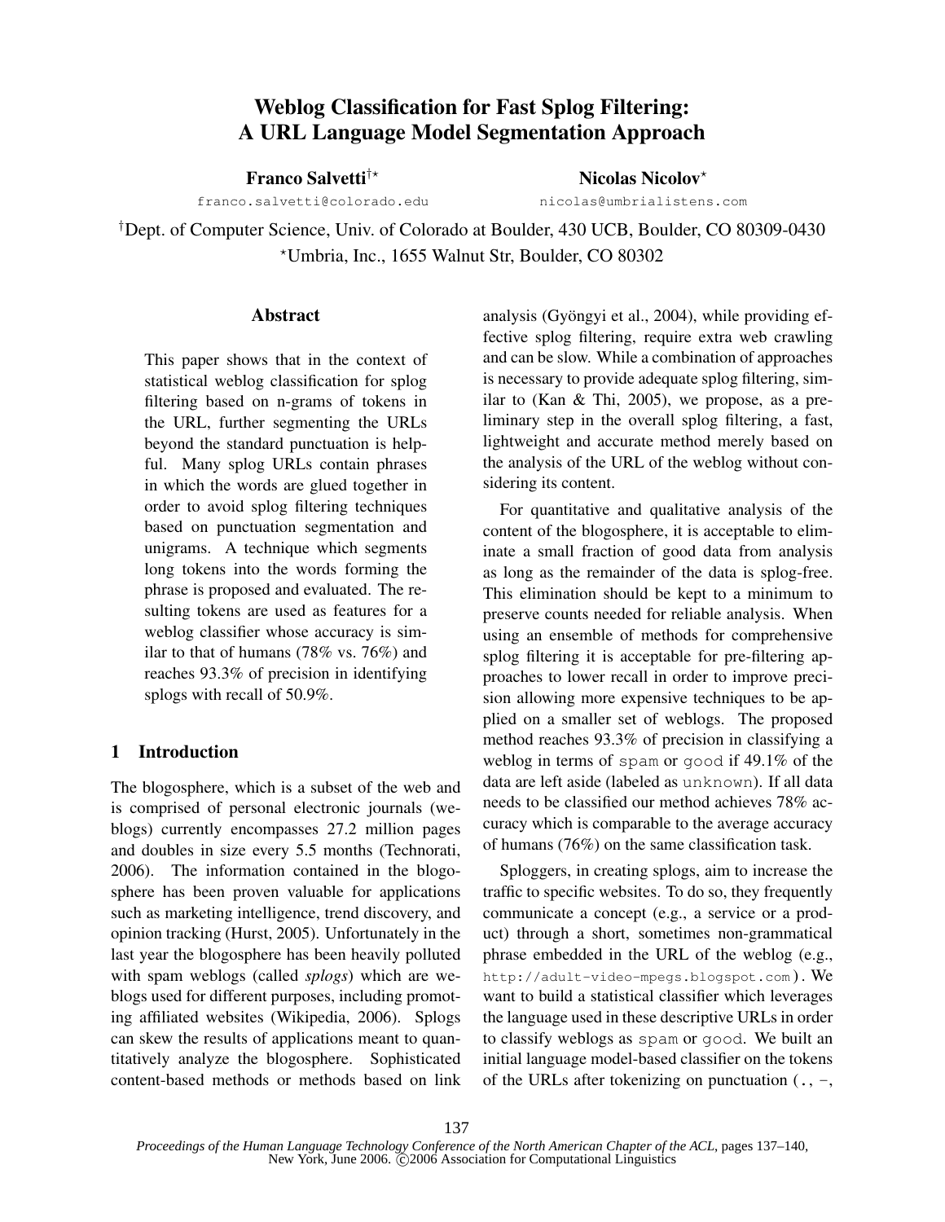# Weblog Classification for Fast Splog Filtering: A URL Language Model Segmentation Approach

**Franco Salvetti**[†⋆]
franco.salvetti@colorado.edu

**Nicolas Nicolov**[⋆]
nicolas@umbrialistens.com

[†]Dept. of Computer Science, Univ. of Colorado at Boulder, 430 UCB, Boulder, CO 80309-0430
[⋆]Umbria, Inc., 1655 Walnut Str, Boulder, CO 80302

## Abstract

This paper shows that in the context of statistical weblog classification for splog filtering based on n-grams of tokens in the URL, further segmenting the URLs beyond the standard punctuation is helpful. Many splog URLs contain phrases in which the words are glued together in order to avoid splog filtering techniques based on punctuation segmentation and unigrams. A technique which segments long tokens into the words forming the phrase is proposed and evaluated. The resulting tokens are used as features for a weblog classifier whose accuracy is similar to that of humans (78% vs. 76%) and reaches 93.3% of precision in identifying splogs with recall of 50.9%.

## 1 Introduction

The blogosphere, which is a subset of the web and is comprised of personal electronic journals (weblogs) currently encompasses 27.2 million pages and doubles in size every 5.5 months (Technorati, 2006). The information contained in the blogosphere has been proven valuable for applications such as marketing intelligence, trend discovery, and opinion tracking (Hurst, 2005). Unfortunately in the last year the blogosphere has been heavily polluted with spam weblogs (called *splogs*) which are weblogs used for different purposes, including promoting affiliated websites (Wikipedia, 2006). Splogs can skew the results of applications meant to quantitatively analyze the blogosphere. Sophisticated content-based methods or methods based on link analysis (Gyöngyi et al., 2004), while providing effective splog filtering, require extra web crawling and can be slow. While a combination of approaches is necessary to provide adequate splog filtering, similar to (Kan & Thi, 2005), we propose, as a preliminary step in the overall splog filtering, a fast, lightweight and accurate method merely based on the analysis of the URL of the weblog without considering its content.

For quantitative and qualitative analysis of the content of the blogosphere, it is acceptable to eliminate a small fraction of good data from analysis as long as the remainder of the data is splog-free. This elimination should be kept to a minimum to preserve counts needed for reliable analysis. When using an ensemble of methods for comprehensive splog filtering it is acceptable for pre-filtering approaches to lower recall in order to improve precision allowing more expensive techniques to be applied on a smaller set of weblogs. The proposed method reaches 93.3% of precision in classifying a weblog in terms of `spam` or `good` if 49.1% of the data are left aside (labeled as `unknown`). If all data needs to be classified our method achieves 78% accuracy which is comparable to the average accuracy of humans (76%) on the same classification task.

Sploggers, in creating splogs, aim to increase the traffic to specific websites. To do so, they frequently communicate a concept (e.g., a service or a product) through a short, sometimes non-grammatical phrase embedded in the URL of the weblog (e.g., `http://adult-video-mpegs.blogspot.com`). We want to build a statistical classifier which leverages the language used in these descriptive URLs in order to classify weblogs as `spam` or `good`. We built an initial language model-based classifier on the tokens of the URLs after tokenizing on punctuation (`.`, `-`,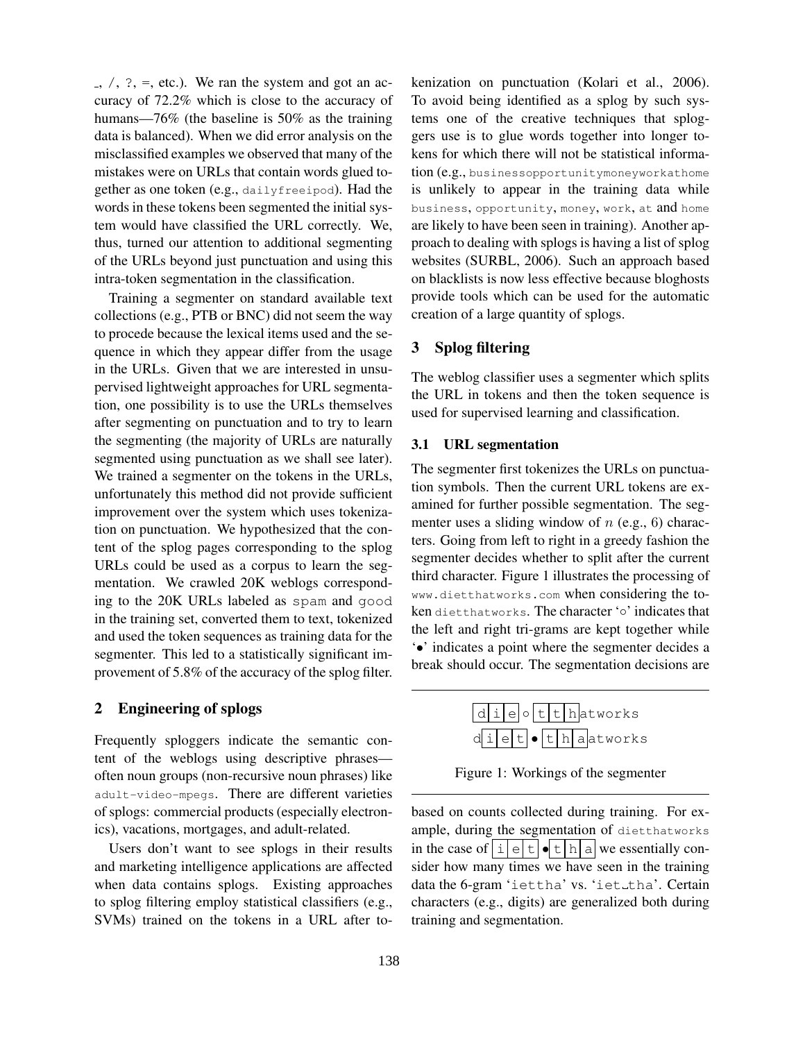_, /, ?, =, etc.). We ran the system and got an accuracy of 72.2% which is close to the accuracy of humans—76% (the baseline is 50% as the training data is balanced). When we did error analysis on the misclassified examples we observed that many of the mistakes were on URLs that contain words glued together as one token (e.g., `dailyfreeipod`). Had the words in these tokens been segmented the initial system would have classified the URL correctly. We, thus, turned our attention to additional segmenting of the URLs beyond just punctuation and using this intra-token segmentation in the classification.

Training a segmenter on standard available text collections (e.g., PTB or BNC) did not seem the way to procede because the lexical items used and the sequence in which they appear differ from the usage in the URLs. Given that we are interested in unsupervised lightweight approaches for URL segmentation, one possibility is to use the URLs themselves after segmenting on punctuation and to try to learn the segmenting (the majority of URLs are naturally segmented using punctuation as we shall see later). We trained a segmenter on the tokens in the URLs, unfortunately this method did not provide sufficient improvement over the system which uses tokenization on punctuation. We hypothesized that the content of the splog pages corresponding to the splog URLs could be used as a corpus to learn the segmentation. We crawled 20K weblogs corresponding to the 20K URLs labeled as `spam` and `good` in the training set, converted them to text, tokenized and used the token sequences as training data for the segmenter. This led to a statistically significant improvement of 5.8% of the accuracy of the splog filter.

## 2 Engineering of splogs

Frequently sploggers indicate the semantic content of the weblogs using descriptive phrases—often noun groups (non-recursive noun phrases) like `adult-video-mpegs`. There are different varieties of splogs: commercial products (especially electronics), vacations, mortgages, and adult-related.

Users don't want to see splogs in their results and marketing intelligence applications are affected when data contains splogs. Existing approaches to splog filtering employ statistical classifiers (e.g., SVMs) trained on the tokens in a URL after tokenization on punctuation (Kolari et al., 2006). To avoid being identified as a splog by such systems one of the creative techniques that sploggers use is to glue words together into longer tokens for which there will not be statistical information (e.g., `businessopportunitymoneyworkathome` is unlikely to appear in the training data while `business`, `opportunity`, `money`, `work`, `at` and `home` are likely to have been seen in training). Another approach to dealing with splogs is having a list of splog websites (SURBL, 2006). Such an approach based on blacklists is now less effective because bloghosts provide tools which can be used for the automatic creation of a large quantity of splogs.

## 3 Splog filtering

The weblog classifier uses a segmenter which splits the URL in tokens and then the token sequence is used for supervised learning and classification.

### 3.1 URL segmentation

The segmenter first tokenizes the URLs on punctuation symbols. Then the current URL tokens are examined for further possible segmentation. The segmenter uses a sliding window of $n$ (e.g., 6) characters. Going from left to right in a greedy fashion the segmenter decides whether to split after the current third character. Figure 1 illustrates the processing of `www.dietthatworks.com` when considering the token `dietthatworks`. The character '∘' indicates that the left and right tri-grams are kept together while '•' indicates a point where the segmenter decides a break should occur. The segmentation decisions are

```
|d|i|e| ∘ |t|t|h|atworks
d|i|e|t| • |t|h|a|atworks
```

Figure 1: Workings of the segmenter

based on counts collected during training. For example, during the segmentation of `dietthatworks` in the case of |i|e|t| • |t|h|a| we essentially consider how many times we have seen in the training data the 6-gram 'iettha' vs. 'iet_tha'. Certain characters (e.g., digits) are generalized both during training and segmentation.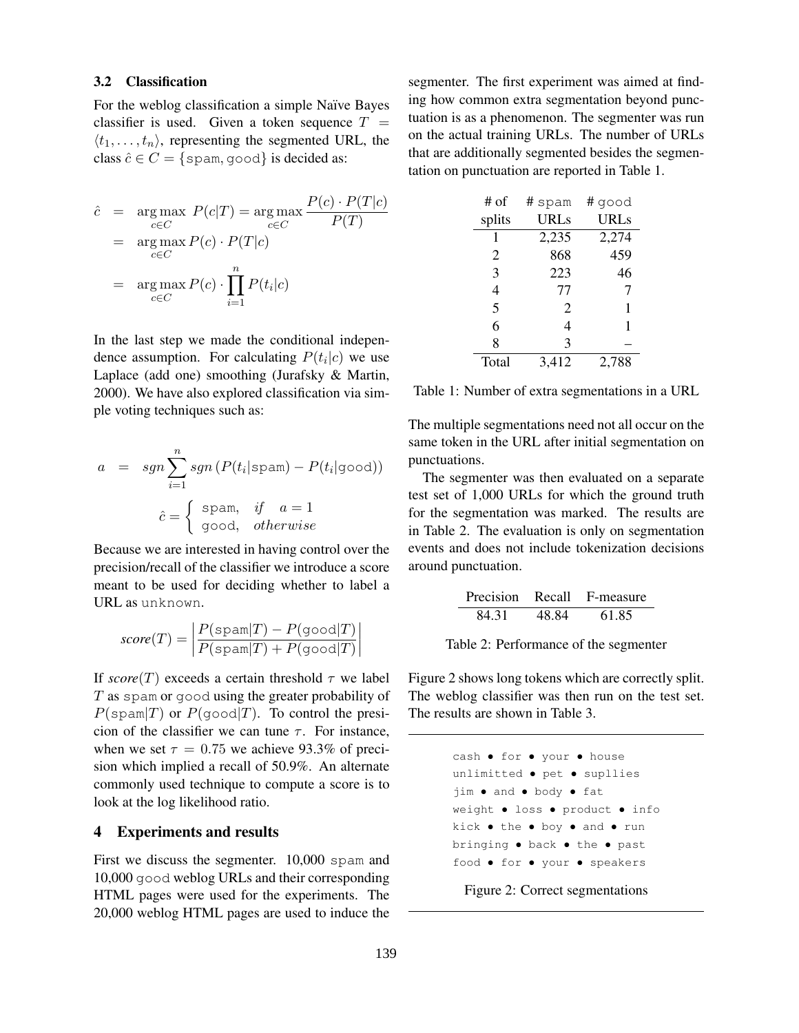### 3.2 Classification

For the weblog classification a simple Naïve Bayes classifier is used. Given a token sequence $T = \langle t_1, \ldots, t_n \rangle$, representing the segmented URL, the class $\hat{c} \in C = \{\texttt{spam}, \texttt{good}\}$ is decided as:

$$
\begin{aligned}
\hat{c} &= \arg\max_{c \in C} \; P(c|T) = \arg\max_{c \in C} \frac{P(c) \cdot P(T|c)}{P(T)} \\
&= \arg\max_{c \in C} P(c) \cdot P(T|c) \\
&= \arg\max_{c \in C} P(c) \cdot \prod_{i=1}^{n} P(t_i|c)
\end{aligned}
$$

In the last step we made the conditional independence assumption. For calculating $P(t_i|c)$ we use Laplace (add one) smoothing (Jurafsky & Martin, 2000). We have also explored classification via simple voting techniques such as:

$$
a = sgn \sum_{i=1}^{n} sgn \left( P(t_i|\texttt{spam}) - P(t_i|\texttt{good}) \right)
$$

$$
\hat{c} = \begin{cases} \texttt{spam}, & if \quad a = 1 \\ \texttt{good}, & otherwise \end{cases}
$$

Because we are interested in having control over the precision/recall of the classifier we introduce a score meant to be used for deciding whether to label a URL as `unknown`.

$$
score(T) = \left| \frac{P(\texttt{spam}|T) - P(\texttt{good}|T)}{P(\texttt{spam}|T) + P(\texttt{good}|T)} \right|
$$

If $score(T)$ exceeds a certain threshold $\tau$ we label $T$ as `spam` or `good` using the greater probability of $P(\texttt{spam}|T)$ or $P(\texttt{good}|T)$. To control the presicion of the classifier we can tune $\tau$. For instance, when we set $\tau = 0.75$ we achieve 93.3% of precision which implied a recall of 50.9%. An alternate commonly used technique to compute a score is to look at the log likelihood ratio.

## 4 Experiments and results

First we discuss the segmenter. 10,000 `spam` and 10,000 `good` weblog URLs and their corresponding HTML pages were used for the experiments. The 20,000 weblog HTML pages are used to induce the segmenter. The first experiment was aimed at finding how common extra segmentation beyond punctuation is as a phenomenon. The segmenter was run on the actual training URLs. The number of URLs that are additionally segmented besides the segmentation on punctuation are reported in Table 1.

| # of splits | # spam URLs | # good URLs |
|---|---|---|
| 1 | 2,235 | 2,274 |
| 2 | 868 | 459 |
| 3 | 223 | 46 |
| 4 | 77 | 7 |
| 5 | 2 | 1 |
| 6 | 4 | 1 |
| 8 | 3 | – |
| Total | 3,412 | 2,788 |

Table 1: Number of extra segmentations in a URL

The multiple segmentations need not all occur on the same token in the URL after initial segmentation on punctuations.

The segmenter was then evaluated on a separate test set of 1,000 URLs for which the ground truth for the segmentation was marked. The results are in Table 2. The evaluation is only on segmentation events and does not include tokenization decisions around punctuation.

| Precision | Recall | F-measure |
|---|---|---|
| 84.31 | 48.84 | 61.85 |

Table 2: Performance of the segmenter

Figure 2 shows long tokens which are correctly split. The weblog classifier was then run on the test set. The results are shown in Table 3.

```
cash • for • your • house
unlimitted • pet • supllies
jim • and • body • fat
weight • loss • product • info
kick • the • boy • and • run
bringing • back • the • past
food • for • your • speakers
```

Figure 2: Correct segmentations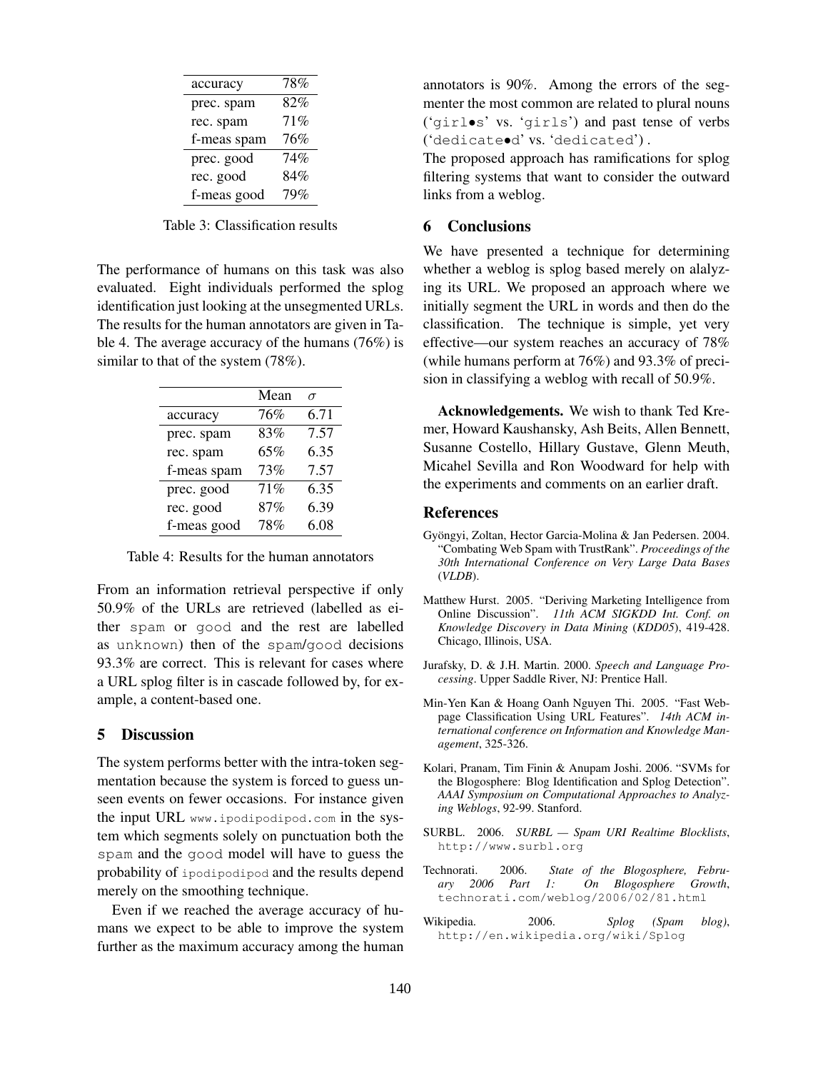| | |
|---|---|
| accuracy | 78% |
| prec. spam | 82% |
| rec. spam | 71% |
| f-meas spam | 76% |
| prec. good | 74% |
| rec. good | 84% |
| f-meas good | 79% |

Table 3: Classification results

The performance of humans on this task was also evaluated. Eight individuals performed the splog identification just looking at the unsegmented URLs. The results for the human annotators are given in Table 4. The average accuracy of the humans (76%) is similar to that of the system (78%).

| | Mean | $\sigma$ |
|---|---|---|
| accuracy | 76% | 6.71 |
| prec. spam | 83% | 7.57 |
| rec. spam | 65% | 6.35 |
| f-meas spam | 73% | 7.57 |
| prec. good | 71% | 6.35 |
| rec. good | 87% | 6.39 |
| f-meas good | 78% | 6.08 |

Table 4: Results for the human annotators

From an information retrieval perspective if only 50.9% of the URLs are retrieved (labelled as either spam or good and the rest are labelled as unknown) then of the spam/good decisions 93.3% are correct. This is relevant for cases where a URL splog filter is in cascade followed by, for example, a content-based one.

## 5 Discussion

The system performs better with the intra-token segmentation because the system is forced to guess unseen events on fewer occasions. For instance given the input URL www.ipodipodipod.com in the system which segments solely on punctuation both the spam and the good model will have to guess the probability of ipodipodipod and the results depend merely on the smoothing technique.

Even if we reached the average accuracy of humans we expect to be able to improve the system further as the maximum accuracy among the human annotators is 90%. Among the errors of the segmenter the most common are related to plural nouns ('girl•s' vs. 'girls') and past tense of verbs ('dedicate•d' vs. 'dedicated').

The proposed approach has ramifications for splog filtering systems that want to consider the outward links from a weblog.

## 6 Conclusions

We have presented a technique for determining whether a weblog is splog based merely on alalyzing its URL. We proposed an approach where we initially segment the URL in words and then do the classification. The technique is simple, yet very effective—our system reaches an accuracy of 78% (while humans perform at 76%) and 93.3% of precision in classifying a weblog with recall of 50.9%.

**Acknowledgements.** We wish to thank Ted Kremer, Howard Kaushansky, Ash Beits, Allen Bennett, Susanne Costello, Hillary Gustave, Glenn Meuth, Micahel Sevilla and Ron Woodward for help with the experiments and comments on an earlier draft.

## References

Gyöngyi, Zoltan, Hector Garcia-Molina & Jan Pedersen. 2004. "Combating Web Spam with TrustRank". *Proceedings of the 30th International Conference on Very Large Data Bases (VLDB)*.

Matthew Hurst. 2005. "Deriving Marketing Intelligence from Online Discussion". *11th ACM SIGKDD Int. Conf. on Knowledge Discovery in Data Mining (KDD05)*, 419-428. Chicago, Illinois, USA.

Jurafsky, D. & J.H. Martin. 2000. *Speech and Language Processing*. Upper Saddle River, NJ: Prentice Hall.

Min-Yen Kan & Hoang Oanh Nguyen Thi. 2005. "Fast Webpage Classification Using URL Features". *14th ACM international conference on Information and Knowledge Management*, 325-326.

Kolari, Pranam, Tim Finin & Anupam Joshi. 2006. "SVMs for the Blogosphere: Blog Identification and Splog Detection". *AAAI Symposium on Computational Approaches to Analyzing Weblogs*, 92-99. Stanford.

SURBL. 2006. *SURBL — Spam URI Realtime Blocklists*, http://www.surbl.org

Technorati. 2006. *State of the Blogosphere, February 2006 Part 1: On Blogosphere Growth*, technorati.com/weblog/2006/02/81.html

Wikipedia. 2006. *Splog (Spam blog)*, http://en.wikipedia.org/wiki/Splog